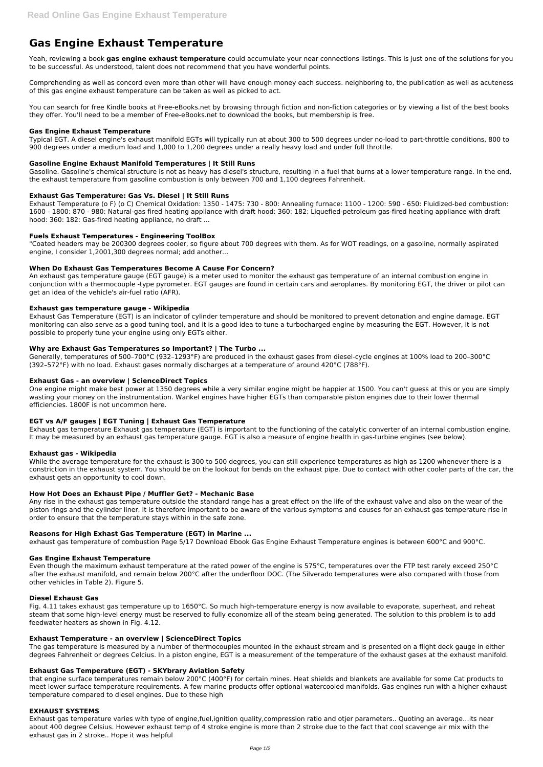# Gas Engine Exhaust Temperature

Yeah, reviewing a book **gas engine exhaust temperature** could accumulate your near connections listings. This is just one of the solutions for you to be successful. As understood, talent does not recommend that you have wonderful points.

Comprehending as well as concord even more than other will have enough money each success. neighboring to, the publication as well as acuteness of this gas engine exhaust temperature can be taken as well as picked to act.

You can search for free Kindle books at Free-eBooks.net by browsing through fiction and non-fiction categories or by viewing a list of the best books they offer. You'll need to be a member of Free-eBooks.net to download the books, but membership is free.

### Gas Engine Exhaust Temperature

Typical EGT. A diesel engine's exhaust manifold EGTs will typically run at about 300 to 500 degrees under no-load to part-throttle conditions, 800 to 900 degrees under a medium load and 1,000 to 1,200 degrees under a really heavy load and under full throttle.

### Gasoline Engine Exhaust Manifold Temperatures | It Still Runs

Gasoline. Gasoline's chemical structure is not as heavy has diesel's structure, resulting in a fuel that burns at a lower temperature range. In the end, the exhaust temperature from gasoline combustion is only between 700 and 1,100 degrees Fahrenheit.

### Exhaust Gas Temperature: Gas Vs. Diesel | It Still Runs

Exhaust Temperature (o F) (o C) Chemical Oxidation: 1350 - 1475: 730 - 800: Annealing furnace: 1100 - 1200: 590 - 650: Fluidized-bed combustion: 1600 - 1800: 870 - 980: Natural-gas fired heating appliance with draft hood: 360: 182: Liquefied-petroleum gas-fired heating appliance with draft hood: 360: 182: Gas-fired heating appliance, no draft ...

### Fuels Exhaust Temperatures - Engineering ToolBox

"Coated headers may be 200300 degrees cooler, so figure about 700 degrees with them. As for WOT readings, on a gasoline, normally aspirated engine, I consider 1,2001,300 degrees normal; add another...

### When Do Exhaust Gas Temperatures Become A Cause For Concern?

An exhaust gas temperature gauge (EGT gauge) is a meter used to monitor the exhaust gas temperature of an internal combustion engine in conjunction with a thermocouple -type pyrometer. EGT gauges are found in certain cars and aeroplanes. By monitoring EGT, the driver or pilot can get an idea of the vehicle's air-fuel ratio (AFR).

### Exhaust gas temperature gauge - Wikipedia

Exhaust Gas Temperature (EGT) is an indicator of cylinder temperature and should be monitored to prevent detonation and engine damage. EGT monitoring can also serve as a good tuning tool, and it is a good idea to tune a turbocharged engine by measuring the EGT. However, it is not possible to properly tune your engine using only EGTs either.

### Why are Exhaust Gas Temperatures so Important? | The Turbo ...

Generally, temperatures of 500–700°C (932–1293°F) are produced in the exhaust gases from diesel-cycle engines at 100% load to 200–300°C (392–572°F) with no load. Exhaust gases normally discharges at a temperature of around 420°C (788°F).

### Exhaust Gas - an overview | ScienceDirect Topics

One engine might make best power at 1350 degrees while a very similar engine might be happier at 1500. You can't guess at this or you are simply wasting your money on the instrumentation. Wankel engines have higher EGTs than comparable piston engines due to their lower thermal efficiencies. 1800F is not uncommon here.

### EGT vs A/F gauges | EGT Tuning | Exhaust Gas Temperature

Exhaust gas temperature Exhaust gas temperature (EGT) is important to the functioning of the catalytic converter of an internal combustion engine. It may be measured by an exhaust gas temperature gauge. EGT is also a measure of engine health in gas-turbine engines (see below).

### Exhaust gas - Wikipedia

While the average temperature for the exhaust is 300 to 500 degrees, you can still experience temperatures as high as 1200 whenever there is a constriction in the exhaust system. You should be on the lookout for bends on the exhaust pipe. Due to contact with other cooler parts of the car, the exhaust gets an opportunity to cool down.

### How Hot Does an Exhaust Pipe / Muffler Get? - Mechanic Base

Any rise in the exhaust gas temperature outside the standard range has a great effect on the life of the exhaust valve and also on the wear of the piston rings and the cylinder liner. It is therefore important to be aware of the various symptoms and causes for an exhaust gas temperature rise in order to ensure that the temperature stays within in the safe zone.

### Reasons for High Exhast Gas Temperature (EGT) in Marine ...

exhaust gas temperature of combustion Page 5/17 Download Ebook Gas Engine Exhaust Temperature engines is between 600°C and 900°C.

### Gas Engine Exhaust Temperature

Even though the maximum exhaust temperature at the rated power of the engine is 575°C, temperatures over the FTP test rarely exceed 250°C after the exhaust manifold, and remain below 200°C after the underfloor DOC. (The Silverado temperatures were also compared with those from other vehicles in Table 2). Figure 5.

### Diesel Exhaust Gas

Fig. 4.11 takes exhaust gas temperature up to 1650°C. So much high-temperature energy is now available to evaporate, superheat, and reheat steam that some high-level energy must be reserved to fully economize all of the steam being generated. The solution to this problem is to add feedwater heaters as shown in Fig. 4.12.

### Exhaust Temperature - an overview | ScienceDirect Topics

The gas temperature is measured by a number of thermocouples mounted in the exhaust stream and is presented on a flight deck gauge in either degrees Fahrenheit or degrees Celcius. In a piston engine, EGT is a measurement of the temperature of the exhaust gases at the exhaust manifold.

### Exhaust Gas Temperature (EGT) - SKYbrary Aviation Safety

that engine surface temperatures remain below 200°C (400°F) for certain mines. Heat shields and blankets are available for some Cat products to meet lower surface temperature requirements. A few marine products offer optional watercooled manifolds. Gas engines run with a higher exhaust temperature compared to diesel engines. Due to these high

### EXHAUST SYSTEMS

Exhaust gas temperature varies with type of engine,fuel,ignition quality,compression ratio and otjer parameters.. Quoting an average…its near about 400 degree Celsius. However exhaust temp of 4 stroke engine is more than 2 stroke due to the fact that cool scavenge air mix with the exhaust gas in 2 stroke.. Hope it was helpful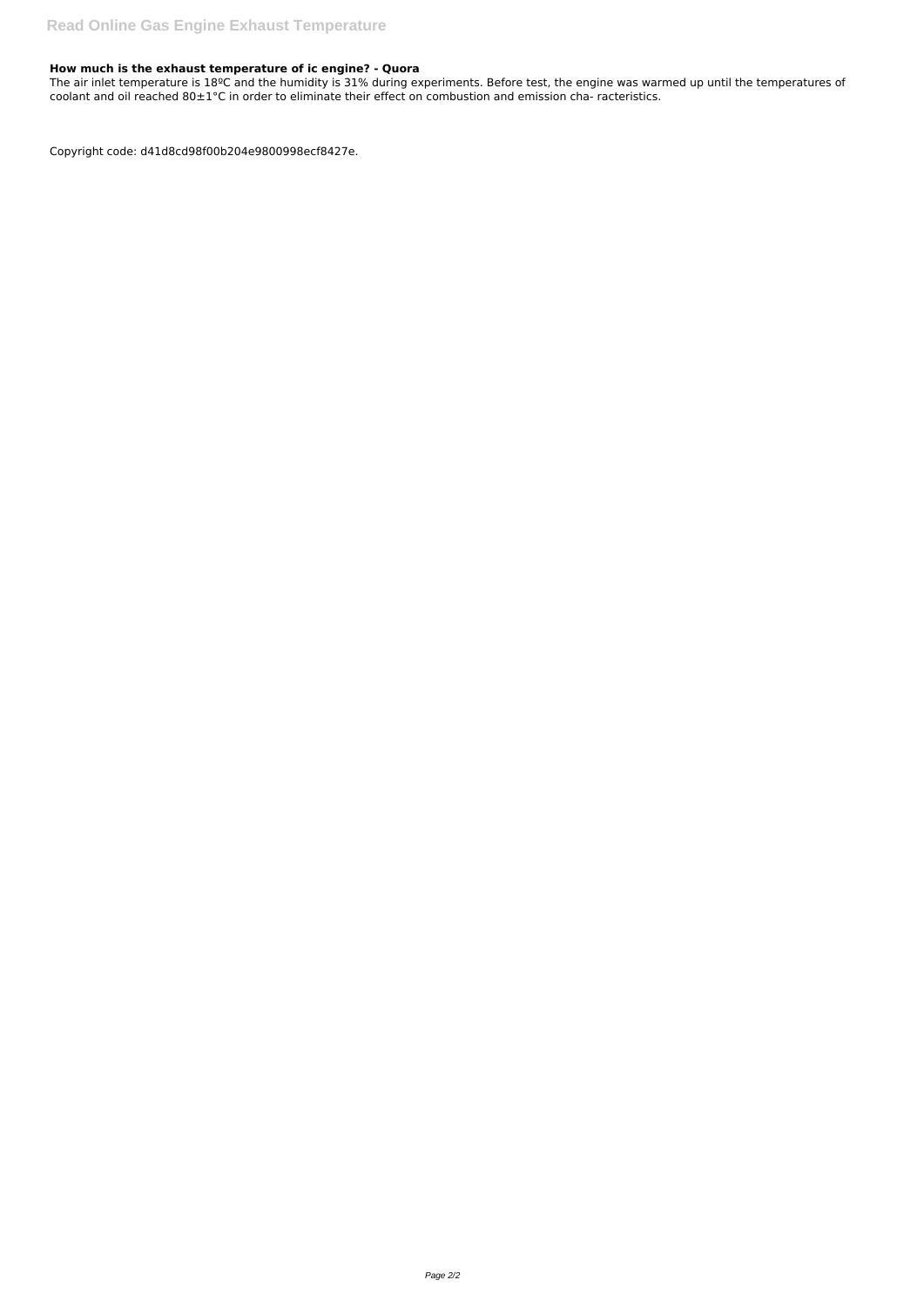**How much is the exhaust temperature of ic engine? - Quora**

The air inlet temperature is 18ºC and the humidity is 31% during experiments. Before test, the engine was warmed up until the temperatures of coolant and oil reached 80±1°C in order to eliminate their effect on combustion and emission cha- racteristics.

Copyright code: d41d8cd98f00b204e9800998ecf8427e.